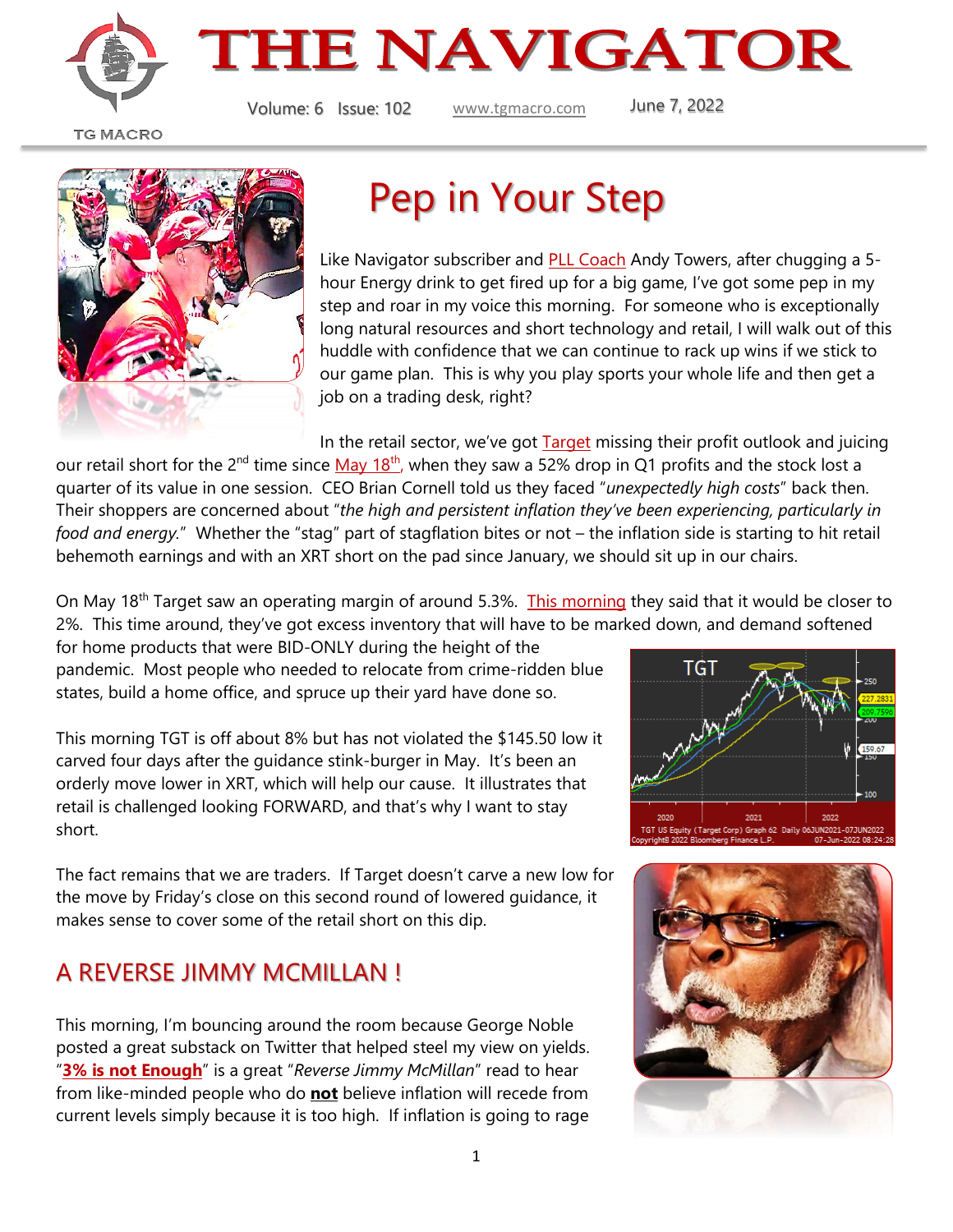# THE NAVIGATOR

TG MACRO

Volume: 6 Issue: 102 www.tgmacro.com June 7, 2022

## Pep in Your Step

Like Navigator subscriber and PLL Coach Andy Towers, after chugging a 5-hour Energy drink to get fired up for a big game, I've got some pep in my step and roar in my voice this morning. For someone who is exceptionally long natural resources and short technology and retail, I will walk out of this huddle with confidence that we can continue to rack up wins if we stick to our game plan. This is why you play sports your whole life and then get a job on a trading desk, right?

In the retail sector, we've got Target missing their profit outlook and juicing our retail short for the 2nd time since May 18th, when they saw a 52% drop in Q1 profits and the stock lost a quarter of its value in one session. CEO Brian Cornell told us they faced "*unexpectedly high costs*" back then. Their shoppers are concerned about "*the high and persistent inflation they've been experiencing, particularly in food and energy.*" Whether the "stag" part of stagflation bites or not – the inflation side is starting to hit retail behemoth earnings and with an XRT short on the pad since January, we should sit up in our chairs.

On May 18th Target saw an operating margin of around 5.3%. This morning they said that it would be closer to 2%. This time around, they've got excess inventory that will have to be marked down, and demand softened for home products that were BID-ONLY during the height of the pandemic. Most people who needed to relocate from crime-ridden blue states, build a home office, and spruce up their yard have done so.

This morning TGT is off about 8% but has not violated the $145.50 low it carved four days after the guidance stink-burger in May. It's been an orderly move lower in XRT, which will help our cause. It illustrates that retail is challenged looking FORWARD, and that's why I want to stay short.

The fact remains that we are traders. If Target doesn't carve a new low for the move by Friday's close on this second round of lowered guidance, it makes sense to cover some of the retail short on this dip.

## A REVERSE JIMMY MCMILLAN !

This morning, I'm bouncing around the room because George Noble posted a great substack on Twitter that helped steel my view on yields. "**3% is not Enough**" is a great "*Reverse Jimmy McMillan*" read to hear from like-minded people who do **not** believe inflation will recede from current levels simply because it is too high. If inflation is going to rage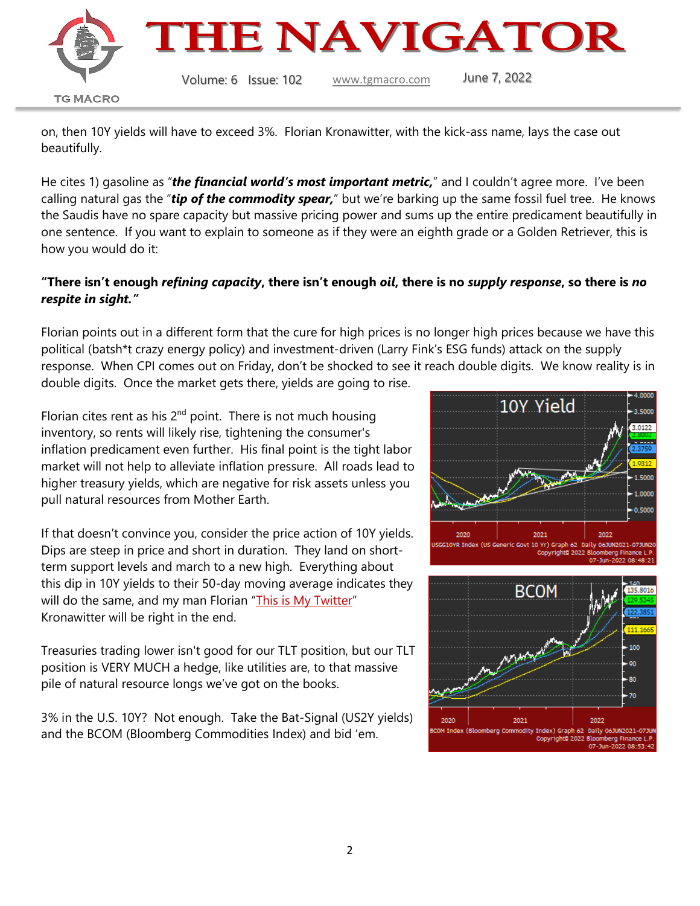on, then 10Y yields will have to exceed 3%. Florian Kronawitter, with the kick-ass name, lays the case out beautifully.

He cites 1) gasoline as "***the financial world's most important metric,***" and I couldn't agree more. I've been calling natural gas the "***tip of the commodity spear,***" but we're barking up the same fossil fuel tree. He knows the Saudis have no spare capacity but massive pricing power and sums up the entire predicament beautifully in one sentence. If you want to explain to someone as if they were an eighth grade or a Golden Retriever, this is how you would do it:

**"There isn't enough *refining capacity*, there isn't enough *oil*, there is no *supply response*, so there is *no respite in sight.*"**

Florian points out in a different form that the cure for high prices is no longer high prices because we have this political (batsh*t crazy energy policy) and investment-driven (Larry Fink's ESG funds) attack on the supply response. When CPI comes out on Friday, don't be shocked to see it reach double digits. We know reality is in double digits. Once the market gets there, yields are going to rise.

Florian cites rent as his 2nd point. There is not much housing inventory, so rents will likely rise, tightening the consumer's inflation predicament even further. His final point is the tight labor market will not help to alleviate inflation pressure. All roads lead to higher treasury yields, which are negative for risk assets unless you pull natural resources from Mother Earth.

If that doesn't convince you, consider the price action of 10Y yields. Dips are steep in price and short in duration. They land on short-term support levels and march to a new high. Everything about this dip in 10Y yields to their 50-day moving average indicates they will do the same, and my man Florian "This is My Twitter" Kronawitter will be right in the end.

Treasuries trading lower isn't good for our TLT position, but our TLT position is VERY MUCH a hedge, like utilities are, to that massive pile of natural resource longs we've got on the books.

3% in the U.S. 10Y? Not enough. Take the Bat-Signal (US2Y yields) and the BCOM (Bloomberg Commodities Index) and bid 'em.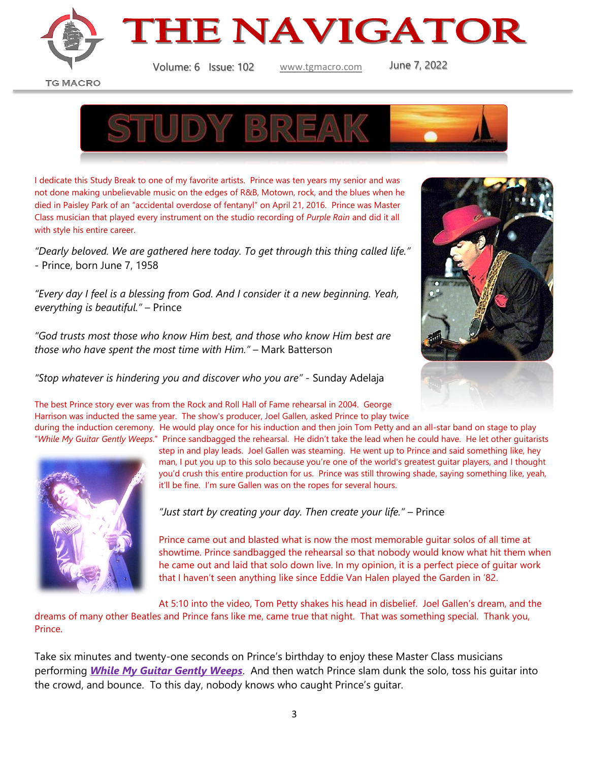# STUDY BREAK

I dedicate this Study Break to one of my favorite artists. Prince was ten years my senior and was not done making unbelievable music on the edges of R&B, Motown, rock, and the blues when he died in Paisley Park of an "accidental overdose of fentanyl" on April 21, 2016. Prince was Master Class musician that played every instrument on the studio recording of *Purple Rain* and did it all with style his entire career.

*"Dearly beloved. We are gathered here today. To get through this thing called life."* - Prince, born June 7, 1958

*"Every day I feel is a blessing from God. And I consider it a new beginning. Yeah, everything is beautiful."* – Prince

*"God trusts most those who know Him best, and those who know Him best are those who have spent the most time with Him."* – Mark Batterson

*"Stop whatever is hindering you and discover who you are"* - Sunday Adelaja

The best Prince story ever was from the Rock and Roll Hall of Fame rehearsal in 2004. George Harrison was inducted the same year. The show's producer, Joel Gallen, asked Prince to play twice during the induction ceremony. He would play once for his induction and then join Tom Petty and an all-star band on stage to play "*While My Guitar Gently Weeps*." Prince sandbagged the rehearsal. He didn't take the lead when he could have. He let other guitarists step in and play leads. Joel Gallen was steaming. He went up to Prince and said something like, hey man, I put you up to this solo because you're one of the world's greatest guitar players, and I thought you'd crush this entire production for us. Prince was still throwing shade, saying something like, yeah, it'll be fine. I'm sure Gallen was on the ropes for several hours.

*"Just start by creating your day. Then create your life."* – Prince

Prince came out and blasted what is now the most memorable guitar solos of all time at showtime. Prince sandbagged the rehearsal so that nobody would know what hit them when he came out and laid that solo down live. In my opinion, it is a perfect piece of guitar work that I haven't seen anything like since Eddie Van Halen played the Garden in '82.

At 5:10 into the video, Tom Petty shakes his head in disbelief. Joel Gallen's dream, and the dreams of many other Beatles and Prince fans like me, came true that night. That was something special. Thank you, Prince.

Take six minutes and twenty-one seconds on Prince's birthday to enjoy these Master Class musicians performing ***While My Guitar Gently Weeps***. And then watch Prince slam dunk the solo, toss his guitar into the crowd, and bounce. To this day, nobody knows who caught Prince's guitar.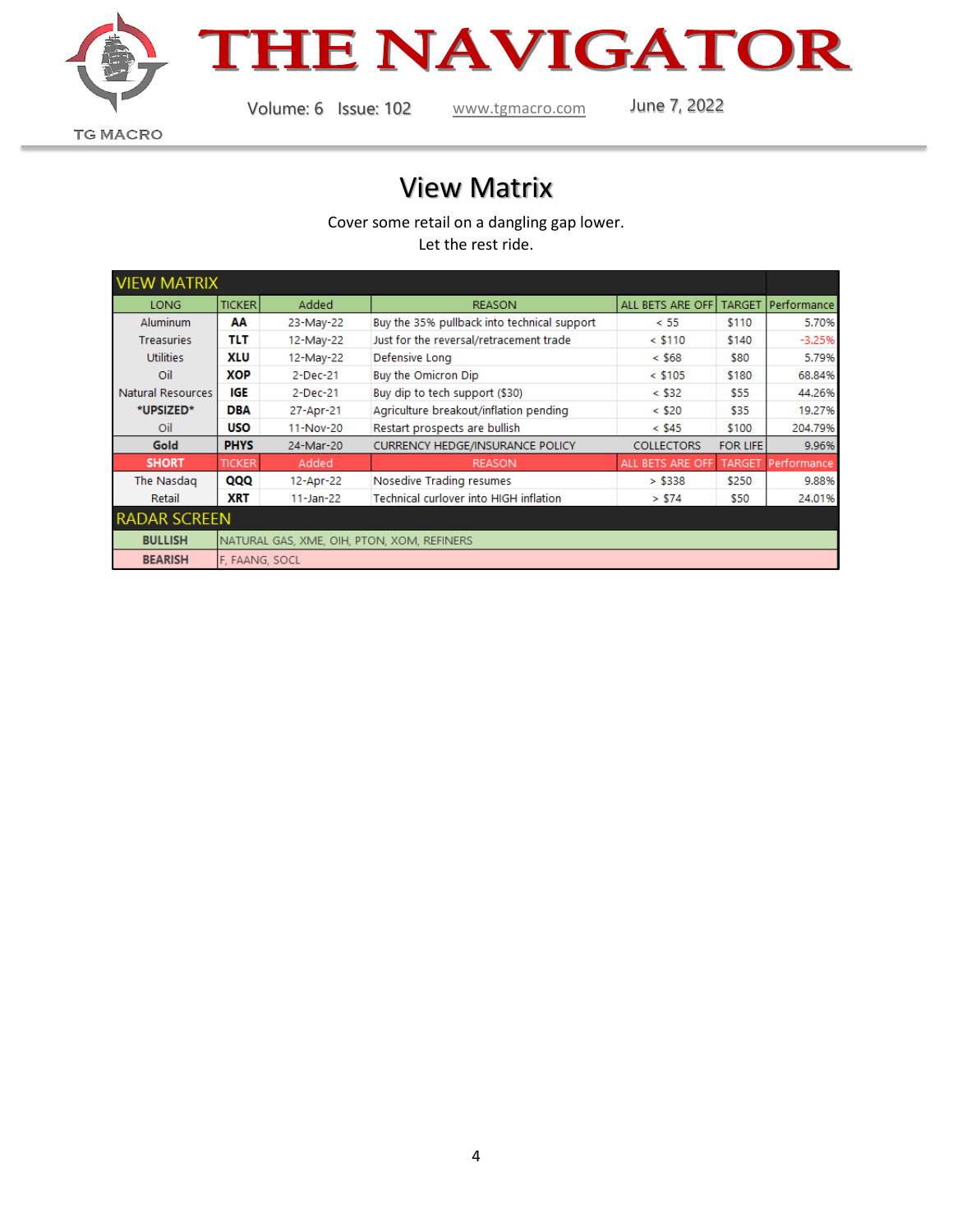# View Matrix

Cover some retail on a dangling gap lower.
Let the rest ride.

| VIEW MATRIX | | | | | | |
|---|---|---|---|---|---|---|
| LONG | TICKER | Added | REASON | ALL BETS ARE OFF | TARGET | Performance |
| Aluminum | AA | 23-May-22 | Buy the 35% pullback into technical support | < 55 | $110 | 5.70% |
| Treasuries | TLT | 12-May-22 | Just for the reversal/retracement trade | < $110 | $140 | -3.25% |
| Utilities | XLU | 12-May-22 | Defensive Long | < $68 | $80 | 5.79% |
| Oil | XOP | 2-Dec-21 | Buy the Omicron Dip | < $105 | $180 | 68.84% |
| Natural Resources | IGE | 2-Dec-21 | Buy dip to tech support ($30) | < $32 | $55 | 44.26% |
| *UPSIZED* | DBA | 27-Apr-21 | Agriculture breakout/inflation pending | < $20 | $35 | 19.27% |
| Oil | USO | 11-Nov-20 | Restart prospects are bullish | < $45 | $100 | 204.79% |
| Gold | PHYS | 24-Mar-20 | CURRENCY HEDGE/INSURANCE POLICY | COLLECTORS | FOR LIFE | 9.96% |
| SHORT | TICKER | Added | REASON | ALL BETS ARE OFF | TARGET | Performance |
| The Nasdaq | QQQ | 12-Apr-22 | Nosedive Trading resumes | > $338 | $250 | 9.88% |
| Retail | XRT | 11-Jan-22 | Technical curlover into HIGH inflation | > $74 | $50 | 24.01% |

| RADAR SCREEN | |
|---|---|
| BULLISH | NATURAL GAS, XME, OIH, PTON, XOM, REFINERS |
| BEARISH | F, FAANG, SOCL |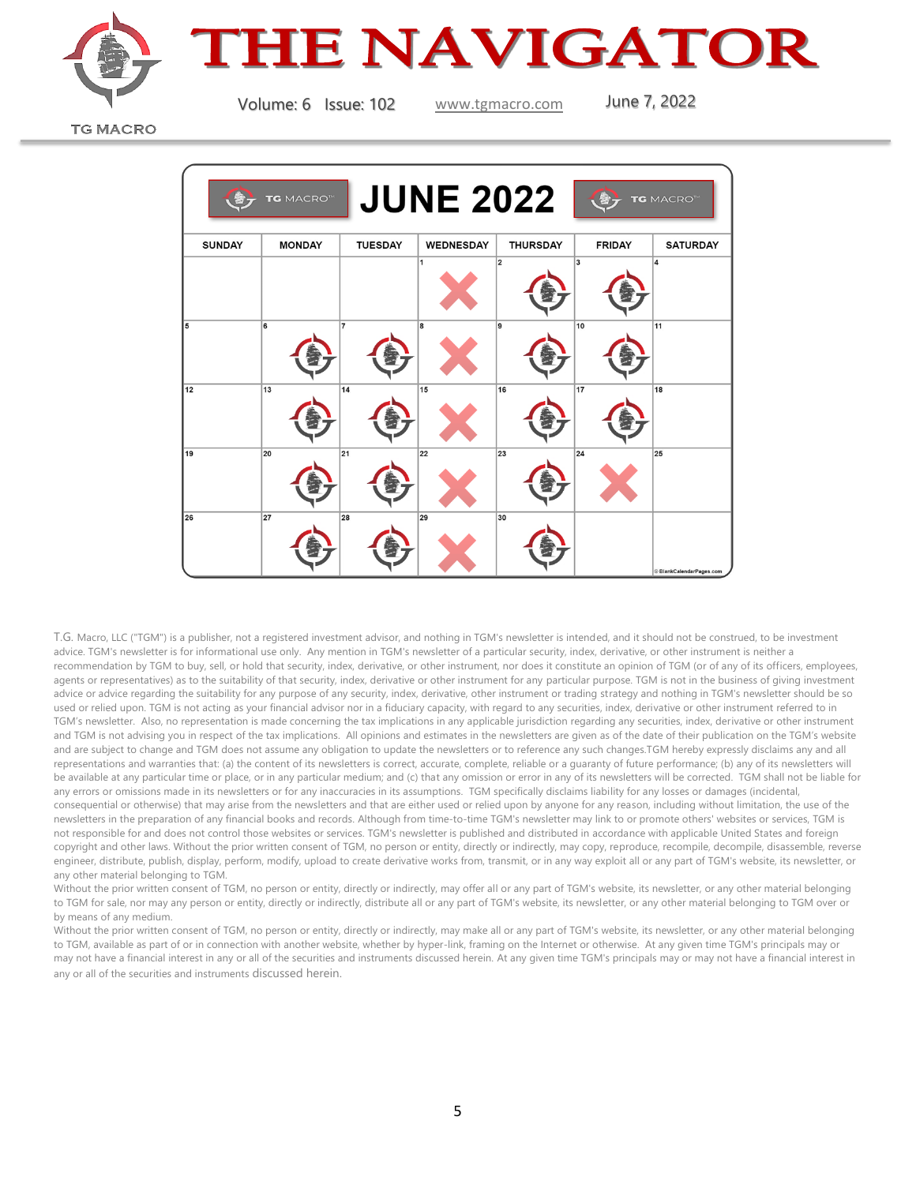## JUNE 2022

| SUNDAY | MONDAY | TUESDAY | WEDNESDAY | THURSDAY | FRIDAY | SATURDAY |
|---|---|---|---|---|---|---|
| | | | 1 X | 2 | 3 | 4 |
| 5 | 6 | 7 | 8 X | 9 | 10 | 11 |
| 12 | 13 | 14 | 15 X | 16 | 17 | 18 |
| 19 | 20 | 21 | 22 X | 23 | 24 X | 25 |
| 26 | 27 | 28 | 29 X | 30 | | © BlankCalendarPages.com |

T.G. Macro, LLC ("TGM") is a publisher, not a registered investment advisor, and nothing in TGM's newsletter is intended, and it should not be construed, to be investment advice. TGM's newsletter is for informational use only. Any mention in TGM's newsletter of a particular security, index, derivative, or other instrument is neither a recommendation by TGM to buy, sell, or hold that security, index, derivative, or other instrument, nor does it constitute an opinion of TGM (or of any of its officers, employees, agents or representatives) as to the suitability of that security, index, derivative or other instrument for any particular purpose. TGM is not in the business of giving investment advice or advice regarding the suitability for any purpose of any security, index, derivative, other instrument or trading strategy and nothing in TGM's newsletter should be so used or relied upon. TGM is not acting as your financial advisor nor in a fiduciary capacity, with regard to any securities, index, derivative or other instrument referred to in TGM's newsletter. Also, no representation is made concerning the tax implications in any applicable jurisdiction regarding any securities, index, derivative or other instrument and TGM is not advising you in respect of the tax implications. All opinions and estimates in the newsletters are given as of the date of their publication on the TGM's website and are subject to change and TGM does not assume any obligation to update the newsletters or to reference any such changes.TGM hereby expressly disclaims any and all representations and warranties that: (a) the content of its newsletters is correct, accurate, complete, reliable or a guaranty of future performance; (b) any of its newsletters will be available at any particular time or place, or in any particular medium; and (c) that any omission or error in any of its newsletters will be corrected. TGM shall not be liable for any errors or omissions made in its newsletters or for any inaccuracies in its assumptions. TGM specifically disclaims liability for any losses or damages (incidental, consequential or otherwise) that may arise from the newsletters and that are either used or relied upon by anyone for any reason, including without limitation, the use of the newsletters in the preparation of any financial books and records. Although from time-to-time TGM's newsletter may link to or promote others' websites or services, TGM is not responsible for and does not control those websites or services. TGM's newsletter is published and distributed in accordance with applicable United States and foreign copyright and other laws. Without the prior written consent of TGM, no person or entity, directly or indirectly, may copy, reproduce, recompile, decompile, disassemble, reverse engineer, distribute, publish, display, perform, modify, upload to create derivative works from, transmit, or in any way exploit all or any part of TGM's website, its newsletter, or any other material belonging to TGM.

Without the prior written consent of TGM, no person or entity, directly or indirectly, may offer all or any part of TGM's website, its newsletter, or any other material belonging to TGM for sale, nor may any person or entity, directly or indirectly, distribute all or any part of TGM's website, its newsletter, or any other material belonging to TGM over or by means of any medium.

Without the prior written consent of TGM, no person or entity, directly or indirectly, may make all or any part of TGM's website, its newsletter, or any other material belonging to TGM, available as part of or in connection with another website, whether by hyper-link, framing on the Internet or otherwise. At any given time TGM's principals may or may not have a financial interest in any or all of the securities and instruments discussed herein. At any given time TGM's principals may or may not have a financial interest in any or all of the securities and instruments discussed herein.